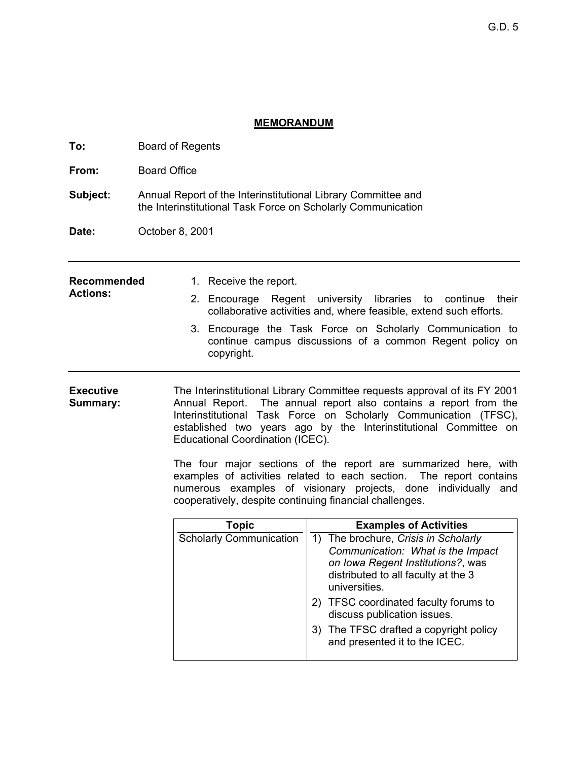G.D. 5

## MEMORANDUM

**To:** Board of Regents

**From:** Board Office

**Subject:** Annual Report of the Interinstitutional Library Committee and the Interinstitutional Task Force on Scholarly Communication

**Date:** October 8, 2001

---

**Recommended Actions:**

1. Receive the report.
2. Encourage Regent university libraries to continue their collaborative activities and, where feasible, extend such efforts.
3. Encourage the Task Force on Scholarly Communication to continue campus discussions of a common Regent policy on copyright.

---

**Executive Summary:**

The Interinstitutional Library Committee requests approval of its FY 2001 Annual Report. The annual report also contains a report from the Interinstitutional Task Force on Scholarly Communication (TFSC), established two years ago by the Interinstitutional Committee on Educational Coordination (ICEC).

The four major sections of the report are summarized here, with examples of activities related to each section. The report contains numerous examples of visionary projects, done individually and cooperatively, despite continuing financial challenges.

| Topic | Examples of Activities |
|---|---|
| Scholarly Communication | 1) The brochure, *Crisis in Scholarly Communication: What is the Impact on Iowa Regent Institutions?*, was distributed to all faculty at the 3 universities.<br>2) TFSC coordinated faculty forums to discuss publication issues.<br>3) The TFSC drafted a copyright policy and presented it to the ICEC. |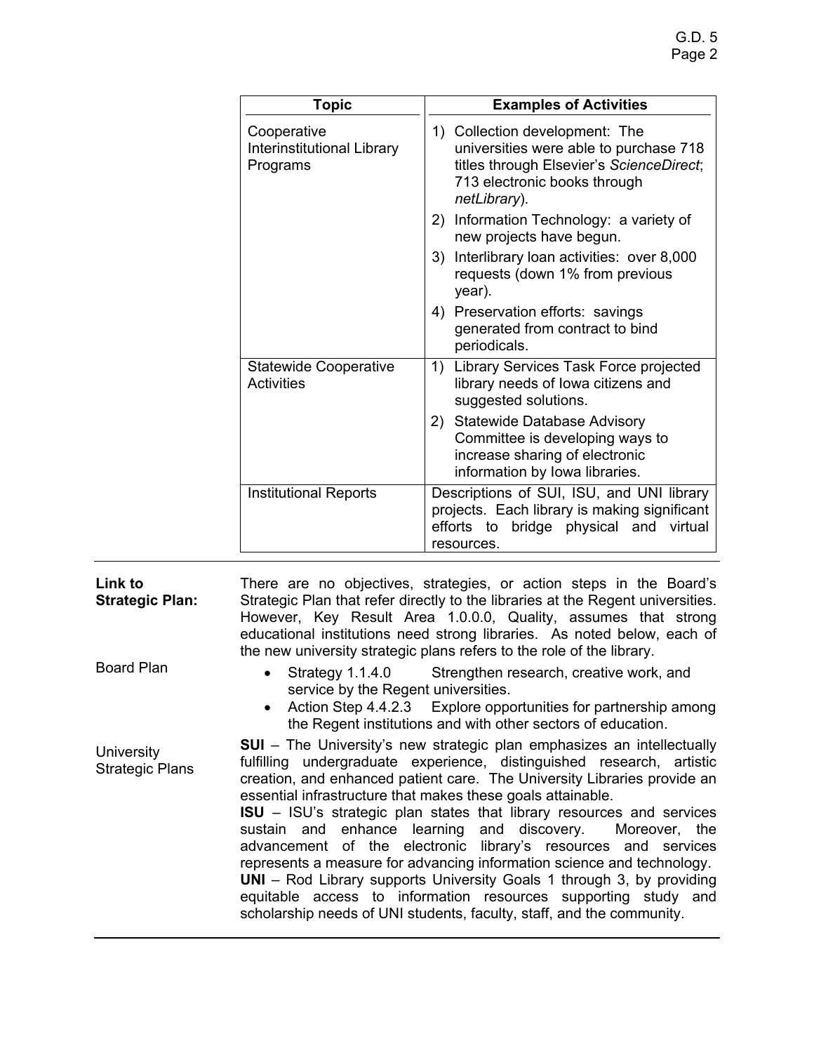| Topic | Examples of Activities |
|---|---|
| Cooperative Interinstitutional Library Programs | 1) Collection development: The universities were able to purchase 718 titles through Elsevier's *ScienceDirect*; 713 electronic books through *netLibrary*).<br>2) Information Technology: a variety of new projects have begun.<br>3) Interlibrary loan activities: over 8,000 requests (down 1% from previous year).<br>4) Preservation efforts: savings generated from contract to bind periodicals. |
| Statewide Cooperative Activities | 1) Library Services Task Force projected library needs of Iowa citizens and suggested solutions.<br>2) Statewide Database Advisory Committee is developing ways to increase sharing of electronic information by Iowa libraries. |
| Institutional Reports | Descriptions of SUI, ISU, and UNI library projects. Each library is making significant efforts to bridge physical and virtual resources. |

**Link to Strategic Plan:**

There are no objectives, strategies, or action steps in the Board's Strategic Plan that refer directly to the libraries at the Regent universities. However, Key Result Area 1.0.0.0, Quality, assumes that strong educational institutions need strong libraries. As noted below, each of the new university strategic plans refers to the role of the library.

Board Plan

- Strategy 1.1.4.0 Strengthen research, creative work, and service by the Regent universities.
- Action Step 4.4.2.3 Explore opportunities for partnership among the Regent institutions and with other sectors of education.

University Strategic Plans

**SUI** – The University's new strategic plan emphasizes an intellectually fulfilling undergraduate experience, distinguished research, artistic creation, and enhanced patient care. The University Libraries provide an essential infrastructure that makes these goals attainable.

**ISU** – ISU's strategic plan states that library resources and services sustain and enhance learning and discovery. Moreover, the advancement of the electronic library's resources and services represents a measure for advancing information science and technology.

**UNI** – Rod Library supports University Goals 1 through 3, by providing equitable access to information resources supporting study and scholarship needs of UNI students, faculty, staff, and the community.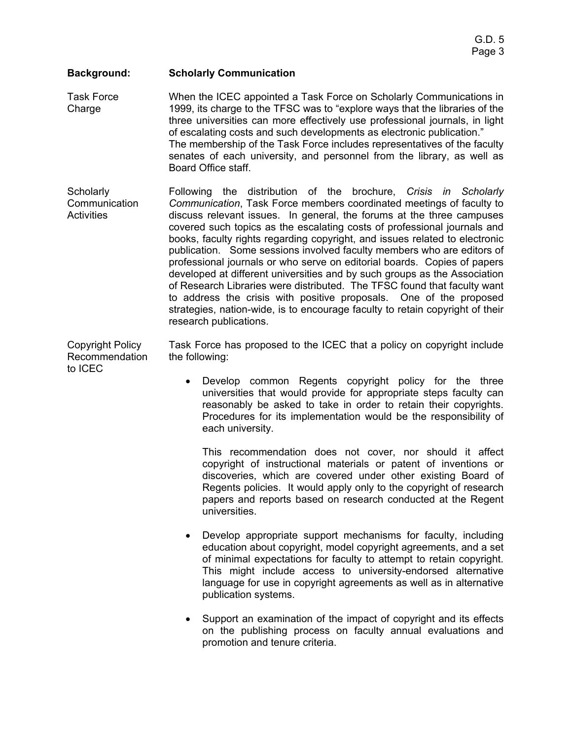**Background: Scholarly Communication**

**Task Force Charge**

When the ICEC appointed a Task Force on Scholarly Communications in 1999, its charge to the TFSC was to "explore ways that the libraries of the three universities can more effectively use professional journals, in light of escalating costs and such developments as electronic publication." The membership of the Task Force includes representatives of the faculty senates of each university, and personnel from the library, as well as Board Office staff.

**Scholarly Communication Activities**

Following the distribution of the brochure, *Crisis in Scholarly Communication*, Task Force members coordinated meetings of faculty to discuss relevant issues. In general, the forums at the three campuses covered such topics as the escalating costs of professional journals and books, faculty rights regarding copyright, and issues related to electronic publication. Some sessions involved faculty members who are editors of professional journals or who serve on editorial boards. Copies of papers developed at different universities and by such groups as the Association of Research Libraries were distributed. The TFSC found that faculty want to address the crisis with positive proposals. One of the proposed strategies, nation-wide, is to encourage faculty to retain copyright of their research publications.

**Copyright Policy Recommendation to ICEC**

Task Force has proposed to the ICEC that a policy on copyright include the following:

- Develop common Regents copyright policy for the three universities that would provide for appropriate steps faculty can reasonably be asked to take in order to retain their copyrights. Procedures for its implementation would be the responsibility of each university.

  This recommendation does not cover, nor should it affect copyright of instructional materials or patent of inventions or discoveries, which are covered under other existing Board of Regents policies. It would apply only to the copyright of research papers and reports based on research conducted at the Regent universities.

- Develop appropriate support mechanisms for faculty, including education about copyright, model copyright agreements, and a set of minimal expectations for faculty to attempt to retain copyright. This might include access to university-endorsed alternative language for use in copyright agreements as well as in alternative publication systems.

- Support an examination of the impact of copyright and its effects on the publishing process on faculty annual evaluations and promotion and tenure criteria.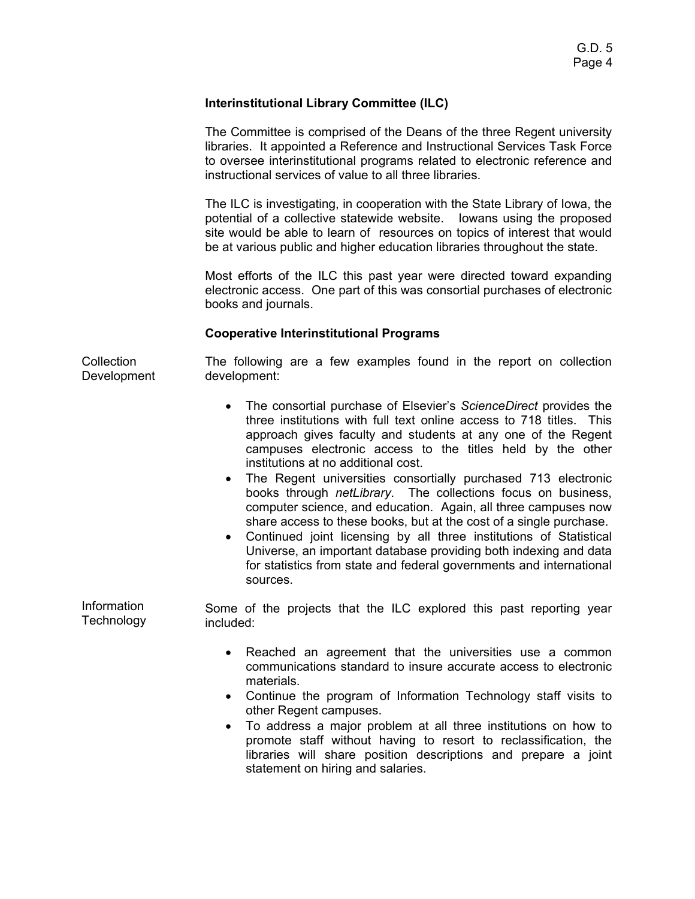## Interinstitutional Library Committee (ILC)

The Committee is comprised of the Deans of the three Regent university libraries. It appointed a Reference and Instructional Services Task Force to oversee interinstitutional programs related to electronic reference and instructional services of value to all three libraries.

The ILC is investigating, in cooperation with the State Library of Iowa, the potential of a collective statewide website. Iowans using the proposed site would be able to learn of resources on topics of interest that would be at various public and higher education libraries throughout the state.

Most efforts of the ILC this past year were directed toward expanding electronic access. One part of this was consortial purchases of electronic books and journals.

## Cooperative Interinstitutional Programs

**Collection Development**

The following are a few examples found in the report on collection development:

- The consortial purchase of Elsevier's *ScienceDirect* provides the three institutions with full text online access to 718 titles. This approach gives faculty and students at any one of the Regent campuses electronic access to the titles held by the other institutions at no additional cost.
- The Regent universities consortially purchased 713 electronic books through *netLibrary*. The collections focus on business, computer science, and education. Again, all three campuses now share access to these books, but at the cost of a single purchase.
- Continued joint licensing by all three institutions of Statistical Universe, an important database providing both indexing and data for statistics from state and federal governments and international sources.

**Information Technology**

Some of the projects that the ILC explored this past reporting year included:

- Reached an agreement that the universities use a common communications standard to insure accurate access to electronic materials.
- Continue the program of Information Technology staff visits to other Regent campuses.
- To address a major problem at all three institutions on how to promote staff without having to resort to reclassification, the libraries will share position descriptions and prepare a joint statement on hiring and salaries.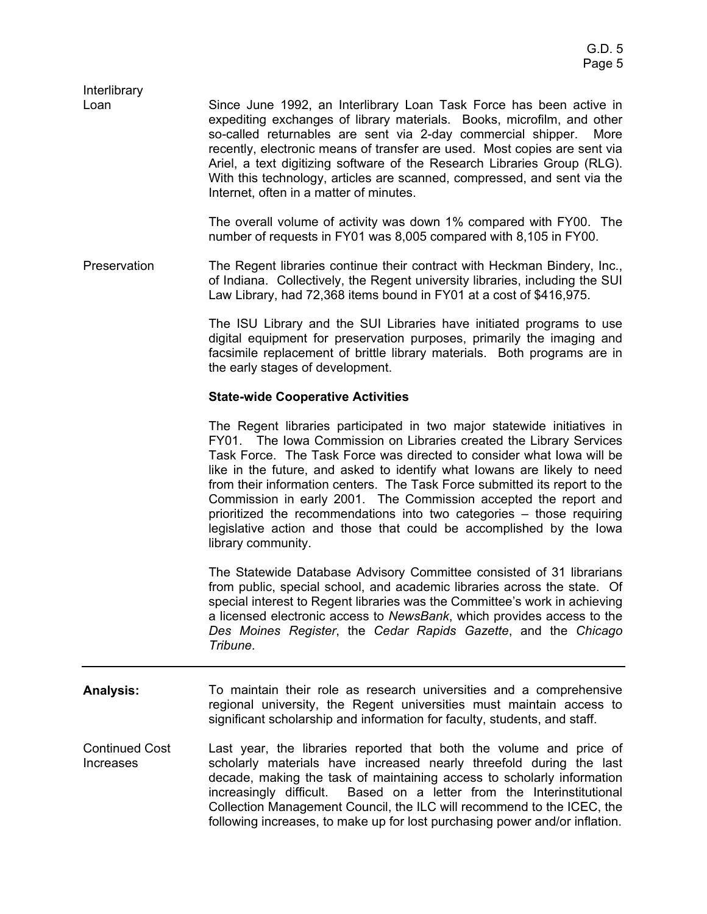**Interlibrary Loan**

Since June 1992, an Interlibrary Loan Task Force has been active in expediting exchanges of library materials. Books, microfilm, and other so-called returnables are sent via 2-day commercial shipper. More recently, electronic means of transfer are used. Most copies are sent via Ariel, a text digitizing software of the Research Libraries Group (RLG). With this technology, articles are scanned, compressed, and sent via the Internet, often in a matter of minutes.

The overall volume of activity was down 1% compared with FY00. The number of requests in FY01 was 8,005 compared with 8,105 in FY00.

**Preservation**

The Regent libraries continue their contract with Heckman Bindery, Inc., of Indiana. Collectively, the Regent university libraries, including the SUI Law Library, had 72,368 items bound in FY01 at a cost of $416,975.

The ISU Library and the SUI Libraries have initiated programs to use digital equipment for preservation purposes, primarily the imaging and facsimile replacement of brittle library materials. Both programs are in the early stages of development.

**State-wide Cooperative Activities**

The Regent libraries participated in two major statewide initiatives in FY01. The Iowa Commission on Libraries created the Library Services Task Force. The Task Force was directed to consider what Iowa will be like in the future, and asked to identify what Iowans are likely to need from their information centers. The Task Force submitted its report to the Commission in early 2001. The Commission accepted the report and prioritized the recommendations into two categories – those requiring legislative action and those that could be accomplished by the Iowa library community.

The Statewide Database Advisory Committee consisted of 31 librarians from public, special school, and academic libraries across the state. Of special interest to Regent libraries was the Committee's work in achieving a licensed electronic access to *NewsBank*, which provides access to the *Des Moines Register*, the *Cedar Rapids Gazette*, and the *Chicago Tribune*.

---

**Analysis:**

To maintain their role as research universities and a comprehensive regional university, the Regent universities must maintain access to significant scholarship and information for faculty, students, and staff.

**Continued Cost Increases**

Last year, the libraries reported that both the volume and price of scholarly materials have increased nearly threefold during the last decade, making the task of maintaining access to scholarly information increasingly difficult. Based on a letter from the Interinstitutional Collection Management Council, the ILC will recommend to the ICEC, the following increases, to make up for lost purchasing power and/or inflation.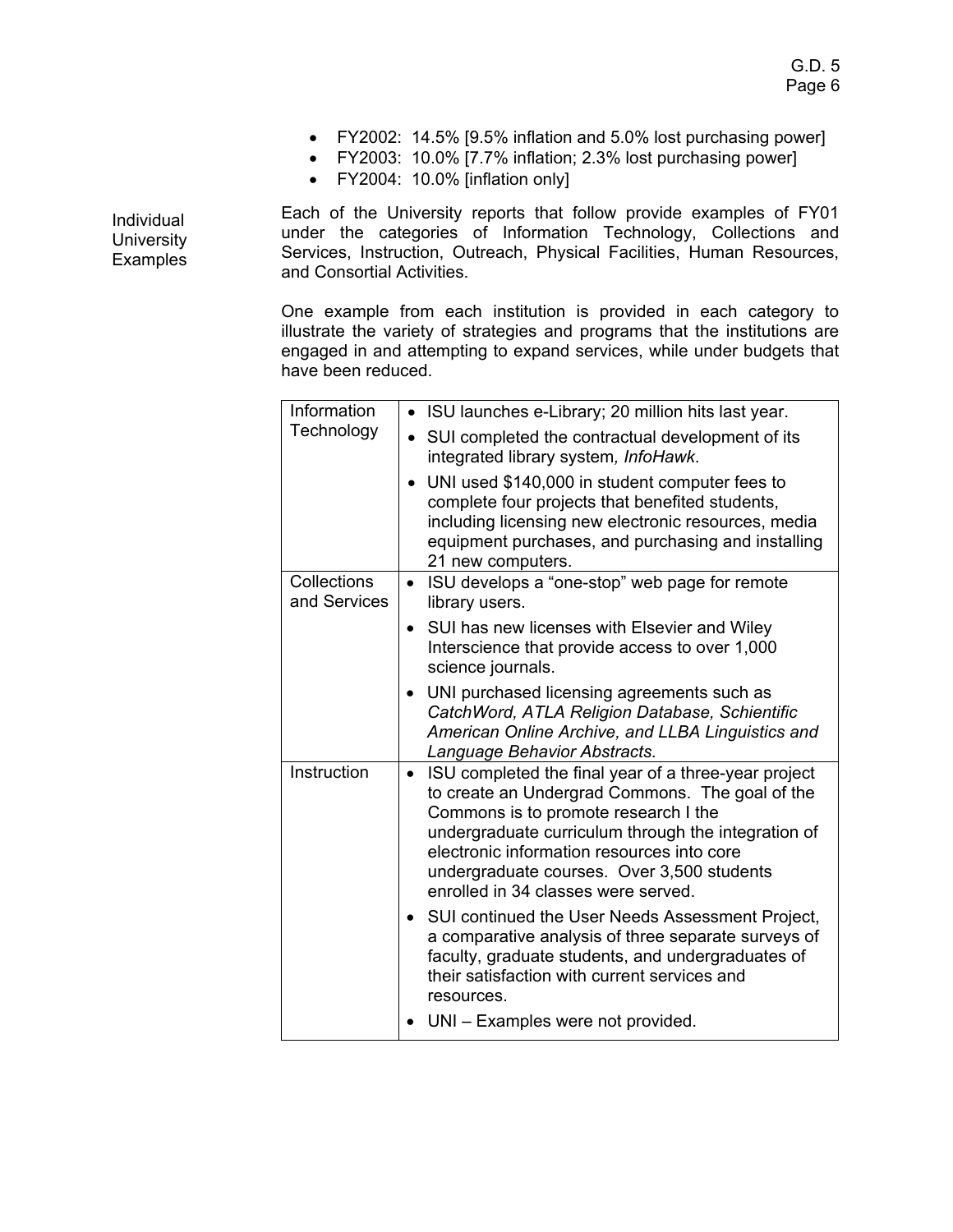- FY2002: 14.5% [9.5% inflation and 5.0% lost purchasing power]
- FY2003: 10.0% [7.7% inflation; 2.3% lost purchasing power]
- FY2004: 10.0% [inflation only]

Individual University Examples

Each of the University reports that follow provide examples of FY01 under the categories of Information Technology, Collections and Services, Instruction, Outreach, Physical Facilities, Human Resources, and Consortial Activities.

One example from each institution is provided in each category to illustrate the variety of strategies and programs that the institutions are engaged in and attempting to expand services, while under budgets that have been reduced.

| | |
|---|---|
| Information Technology | • ISU launches e-Library; 20 million hits last year.<br>• SUI completed the contractual development of its integrated library system, *InfoHawk*.<br>• UNI used $140,000 in student computer fees to complete four projects that benefited students, including licensing new electronic resources, media equipment purchases, and purchasing and installing 21 new computers. |
| Collections and Services | • ISU develops a "one-stop" web page for remote library users.<br>• SUI has new licenses with Elsevier and Wiley Interscience that provide access to over 1,000 science journals.<br>• UNI purchased licensing agreements such as *CatchWord, ATLA Religion Database, Schientific American Online Archive, and LLBA Linguistics and Language Behavior Abstracts.* |
| Instruction | • ISU completed the final year of a three-year project to create an Undergrad Commons. The goal of the Commons is to promote research I the undergraduate curriculum through the integration of electronic information resources into core undergraduate courses. Over 3,500 students enrolled in 34 classes were served.<br>• SUI continued the User Needs Assessment Project, a comparative analysis of three separate surveys of faculty, graduate students, and undergraduates of their satisfaction with current services and resources.<br>• UNI – Examples were not provided. |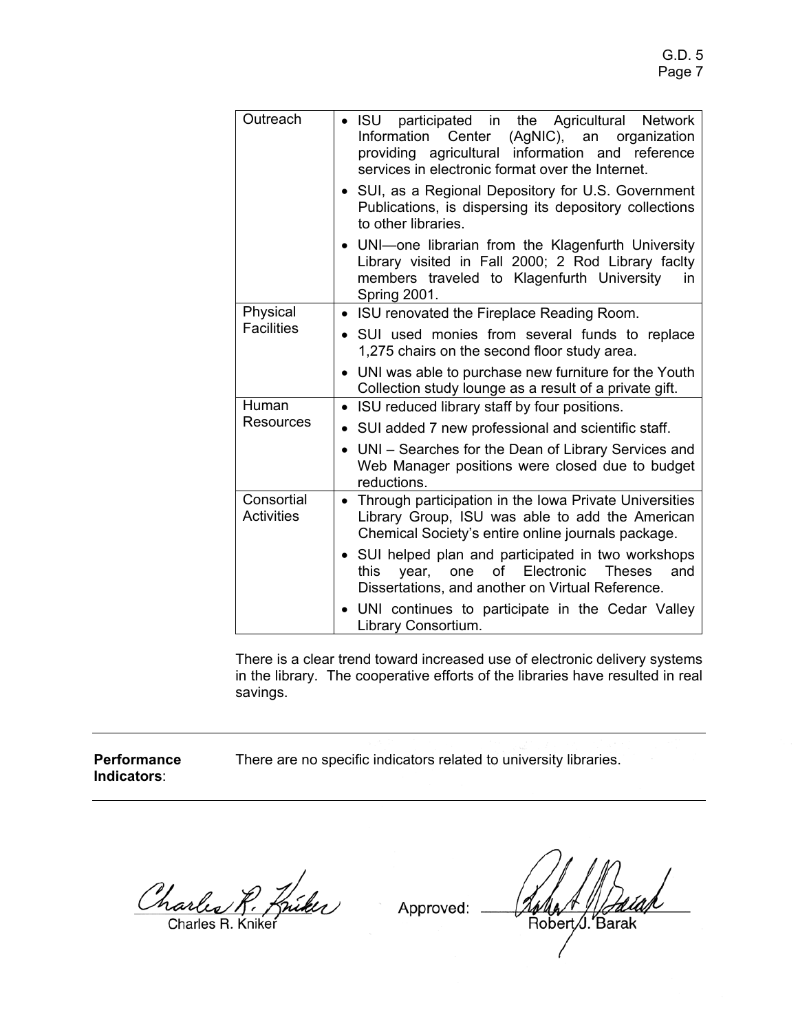| | |
|---|---|
| Outreach | • ISU participated in the Agricultural Network Information Center (AgNIC), an organization providing agricultural information and reference services in electronic format over the Internet.<br>• SUI, as a Regional Depository for U.S. Government Publications, is dispersing its depository collections to other libraries.<br>• UNI—one librarian from the Klagenfurth University Library visited in Fall 2000; 2 Rod Library faclty members traveled to Klagenfurth University in Spring 2001. |
| Physical Facilities | • ISU renovated the Fireplace Reading Room.<br>• SUI used monies from several funds to replace 1,275 chairs on the second floor study area.<br>• UNI was able to purchase new furniture for the Youth Collection study lounge as a result of a private gift. |
| Human Resources | • ISU reduced library staff by four positions.<br>• SUI added 7 new professional and scientific staff.<br>• UNI – Searches for the Dean of Library Services and Web Manager positions were closed due to budget reductions. |
| Consortial Activities | • Through participation in the Iowa Private Universities Library Group, ISU was able to add the American Chemical Society's entire online journals package.<br>• SUI helped plan and participated in two workshops this year, one of Electronic Theses and Dissertations, and another on Virtual Reference.<br>• UNI continues to participate in the Cedar Valley Library Consortium. |

There is a clear trend toward increased use of electronic delivery systems in the library. The cooperative efforts of the libraries have resulted in real savings.

**Performance Indicators**: There are no specific indicators related to university libraries.

Charles R. Kniker

Approved: Robert J. Barak